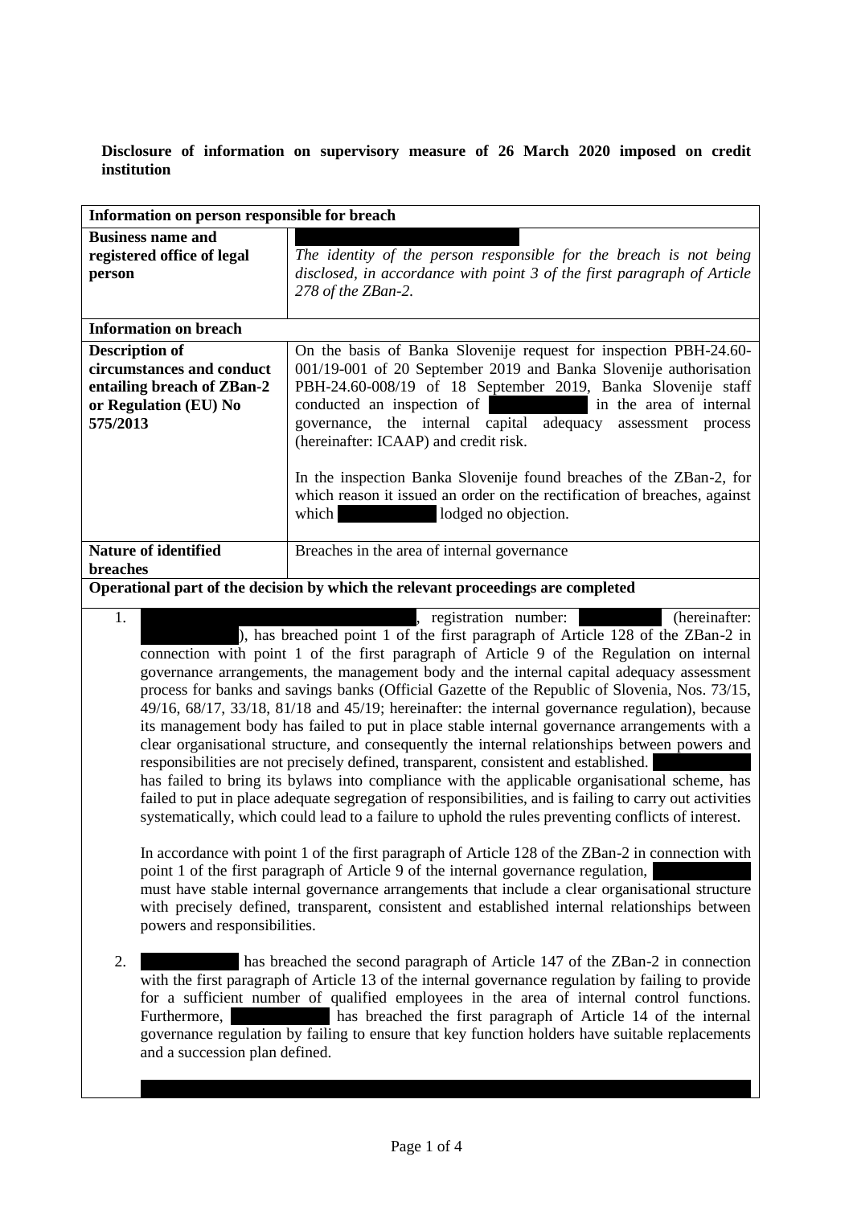**Disclosure of information on supervisory measure of 26 March 2020 imposed on credit institution**

| Information on person responsible for breach | |
|---|---|
| **Business name and registered office of legal person** | *The identity of the person responsible for the breach is not being disclosed, in accordance with point 3 of the first paragraph of Article 278 of the ZBan-2.* |
| **Information on breach** | |
| **Description of circumstances and conduct entailing breach of ZBan-2 or Regulation (EU) No 575/2013** | On the basis of Banka Slovenije request for inspection PBH-24.60-001/19-001 of 20 September 2019 and Banka Slovenije authorisation PBH-24.60-008/19 of 18 September 2019, Banka Slovenije staff conducted an inspection of in the area of internal governance, the internal capital adequacy assessment process (hereinafter: ICAAP) and credit risk.<br><br>In the inspection Banka Slovenije found breaches of the ZBan-2, for which reason it issued an order on the rectification of breaches, against which lodged no objection. |
| **Nature of identified breaches** | Breaches in the area of internal governance |

**Operational part of the decision by which the relevant proceedings are completed**

1. , registration number: (hereinafter: ), has breached point 1 of the first paragraph of Article 128 of the ZBan-2 in connection with point 1 of the first paragraph of Article 9 of the Regulation on internal governance arrangements, the management body and the internal capital adequacy assessment process for banks and savings banks (Official Gazette of the Republic of Slovenia, Nos. 73/15, 49/16, 68/17, 33/18, 81/18 and 45/19; hereinafter: the internal governance regulation), because its management body has failed to put in place stable internal governance arrangements with a clear organisational structure, and consequently the internal relationships between powers and responsibilities are not precisely defined, transparent, consistent and established. has failed to bring its bylaws into compliance with the applicable organisational scheme, has failed to put in place adequate segregation of responsibilities, and is failing to carry out activities systematically, which could lead to a failure to uphold the rules preventing conflicts of interest.

   In accordance with point 1 of the first paragraph of Article 128 of the ZBan-2 in connection with point 1 of the first paragraph of Article 9 of the internal governance regulation, must have stable internal governance arrangements that include a clear organisational structure with precisely defined, transparent, consistent and established internal relationships between powers and responsibilities.

2. has breached the second paragraph of Article 147 of the ZBan-2 in connection with the first paragraph of Article 13 of the internal governance regulation by failing to provide for a sufficient number of qualified employees in the area of internal control functions. Furthermore, has breached the first paragraph of Article 14 of the internal governance regulation by failing to ensure that key function holders have suitable replacements and a succession plan defined.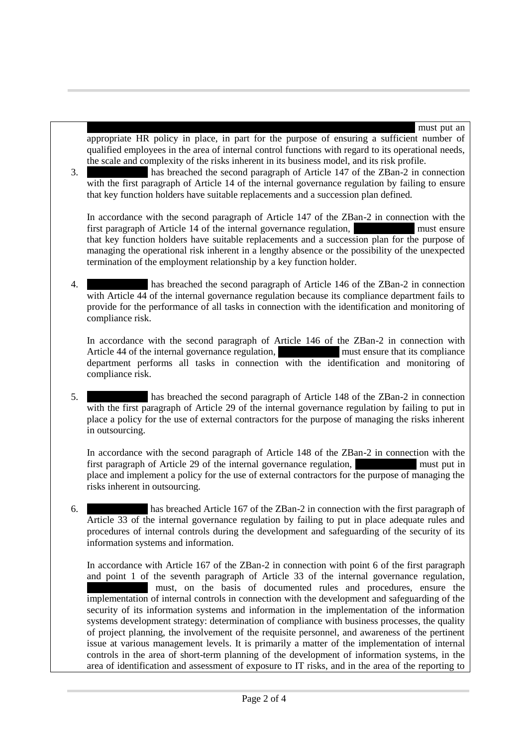must put an appropriate HR policy in place, in part for the purpose of ensuring a sufficient number of qualified employees in the area of internal control functions with regard to its operational needs, the scale and complexity of the risks inherent in its business model, and its risk profile.

3. has breached the second paragraph of Article 147 of the ZBan-2 in connection with the first paragraph of Article 14 of the internal governance regulation by failing to ensure that key function holders have suitable replacements and a succession plan defined.

   In accordance with the second paragraph of Article 147 of the ZBan-2 in connection with the first paragraph of Article 14 of the internal governance regulation, must ensure that key function holders have suitable replacements and a succession plan for the purpose of managing the operational risk inherent in a lengthy absence or the possibility of the unexpected termination of the employment relationship by a key function holder.

4. has breached the second paragraph of Article 146 of the ZBan-2 in connection with Article 44 of the internal governance regulation because its compliance department fails to provide for the performance of all tasks in connection with the identification and monitoring of compliance risk.

   In accordance with the second paragraph of Article 146 of the ZBan-2 in connection with Article 44 of the internal governance regulation, must ensure that its compliance department performs all tasks in connection with the identification and monitoring of compliance risk.

5. has breached the second paragraph of Article 148 of the ZBan-2 in connection with the first paragraph of Article 29 of the internal governance regulation by failing to put in place a policy for the use of external contractors for the purpose of managing the risks inherent in outsourcing.

   In accordance with the second paragraph of Article 148 of the ZBan-2 in connection with the first paragraph of Article 29 of the internal governance regulation, must put in place and implement a policy for the use of external contractors for the purpose of managing the risks inherent in outsourcing.

6. has breached Article 167 of the ZBan-2 in connection with the first paragraph of Article 33 of the internal governance regulation by failing to put in place adequate rules and procedures of internal controls during the development and safeguarding of the security of its information systems and information.

   In accordance with Article 167 of the ZBan-2 in connection with point 6 of the first paragraph and point 1 of the seventh paragraph of Article 33 of the internal governance regulation, must, on the basis of documented rules and procedures, ensure the implementation of internal controls in connection with the development and safeguarding of the security of its information systems and information in the implementation of the information systems development strategy: determination of compliance with business processes, the quality of project planning, the involvement of the requisite personnel, and awareness of the pertinent issue at various management levels. It is primarily a matter of the implementation of internal controls in the area of short-term planning of the development of information systems, in the area of identification and assessment of exposure to IT risks, and in the area of the reporting to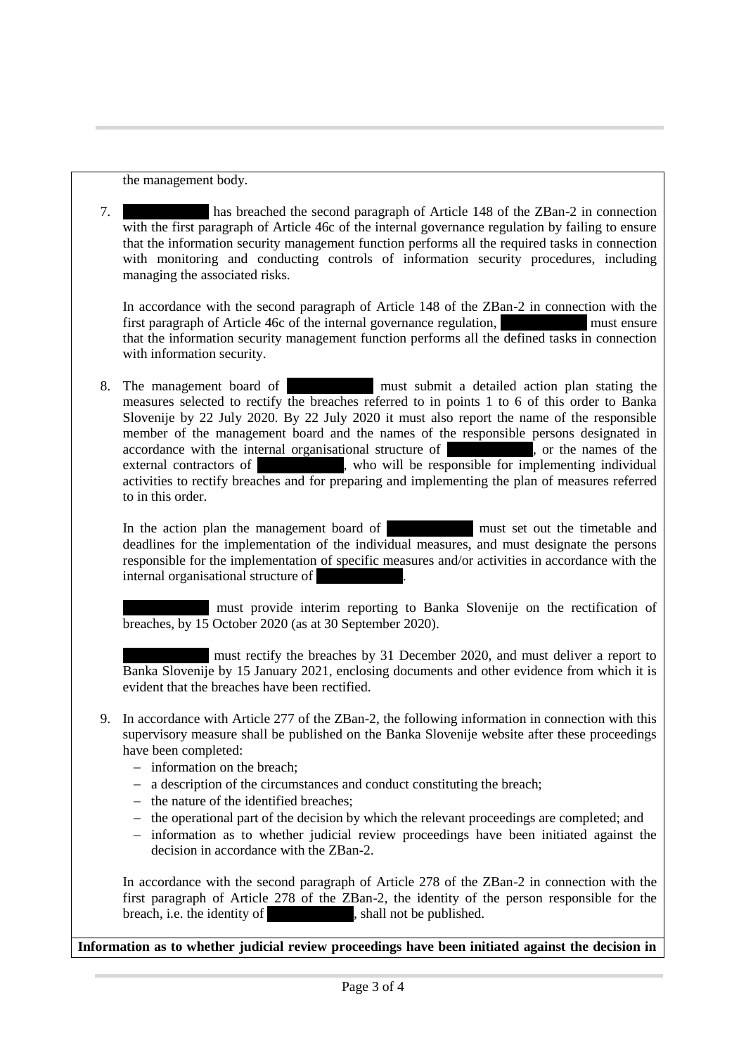the management body.

7. [REDACTED] has breached the second paragraph of Article 148 of the ZBan-2 in connection with the first paragraph of Article 46c of the internal governance regulation by failing to ensure that the information security management function performs all the required tasks in connection with monitoring and conducting controls of information security procedures, including managing the associated risks.

   In accordance with the second paragraph of Article 148 of the ZBan-2 in connection with the first paragraph of Article 46c of the internal governance regulation, [REDACTED] must ensure that the information security management function performs all the defined tasks in connection with information security.

8. The management board of [REDACTED] must submit a detailed action plan stating the measures selected to rectify the breaches referred to in points 1 to 6 of this order to Banka Slovenije by 22 July 2020. By 22 July 2020 it must also report the name of the responsible member of the management board and the names of the responsible persons designated in accordance with the internal organisational structure of [REDACTED], or the names of the external contractors of [REDACTED], who will be responsible for implementing individual activities to rectify breaches and for preparing and implementing the plan of measures referred to in this order.

   In the action plan the management board of [REDACTED] must set out the timetable and deadlines for the implementation of the individual measures, and must designate the persons responsible for the implementation of specific measures and/or activities in accordance with the internal organisational structure of [REDACTED].

   [REDACTED] must provide interim reporting to Banka Slovenije on the rectification of breaches, by 15 October 2020 (as at 30 September 2020).

   [REDACTED] must rectify the breaches by 31 December 2020, and must deliver a report to Banka Slovenije by 15 January 2021, enclosing documents and other evidence from which it is evident that the breaches have been rectified.

9. In accordance with Article 277 of the ZBan-2, the following information in connection with this supervisory measure shall be published on the Banka Slovenije website after these proceedings have been completed:
   - information on the breach;
   - a description of the circumstances and conduct constituting the breach;
   - the nature of the identified breaches;
   - the operational part of the decision by which the relevant proceedings are completed; and
   - information as to whether judicial review proceedings have been initiated against the decision in accordance with the ZBan-2.

   In accordance with the second paragraph of Article 278 of the ZBan-2 in connection with the first paragraph of Article 278 of the ZBan-2, the identity of the person responsible for the breach, i.e. the identity of [REDACTED], shall not be published.

**Information as to whether judicial review proceedings have been initiated against the decision in**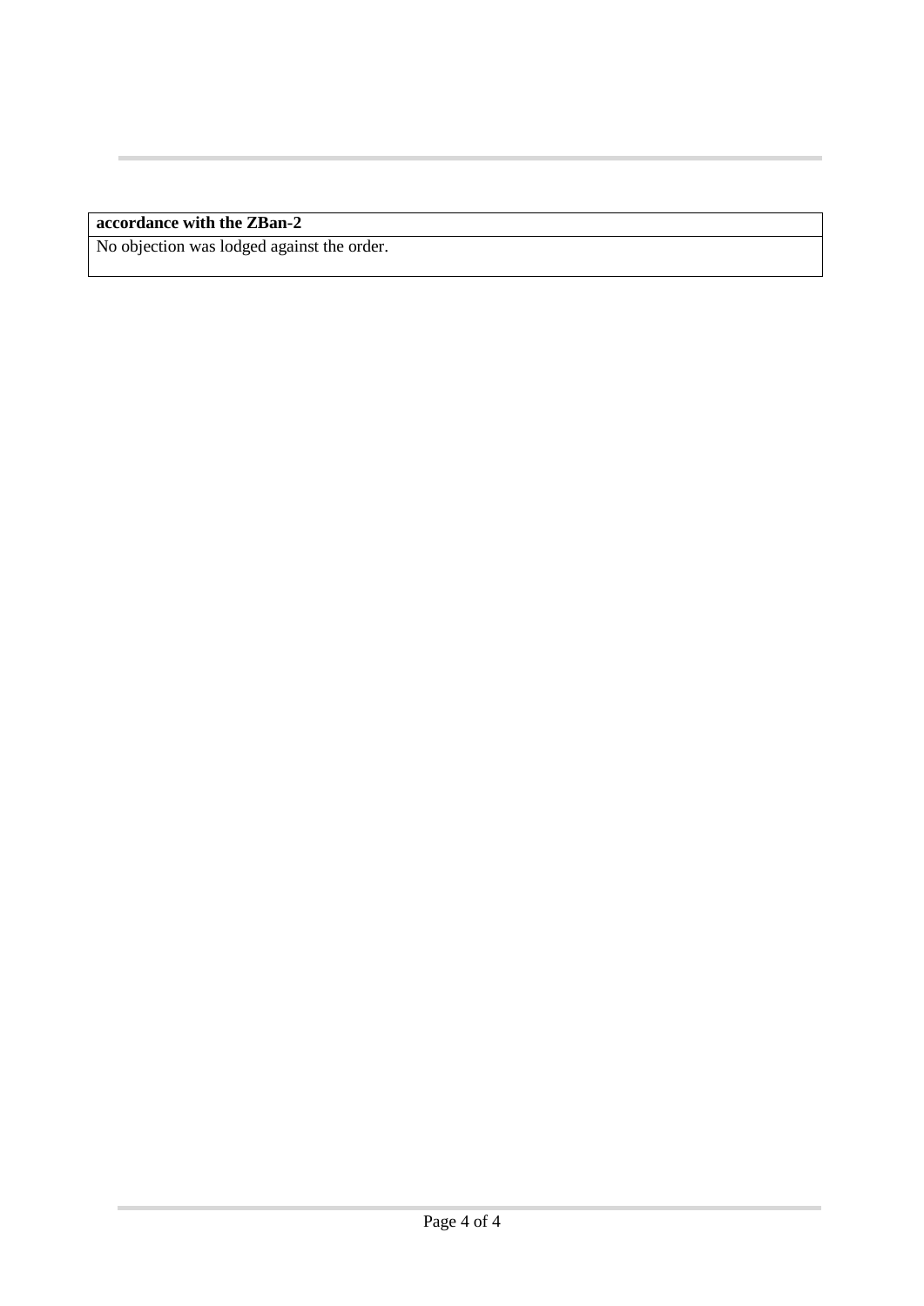| accordance with the ZBan-2 |
| --- |
| No objection was lodged against the order. |